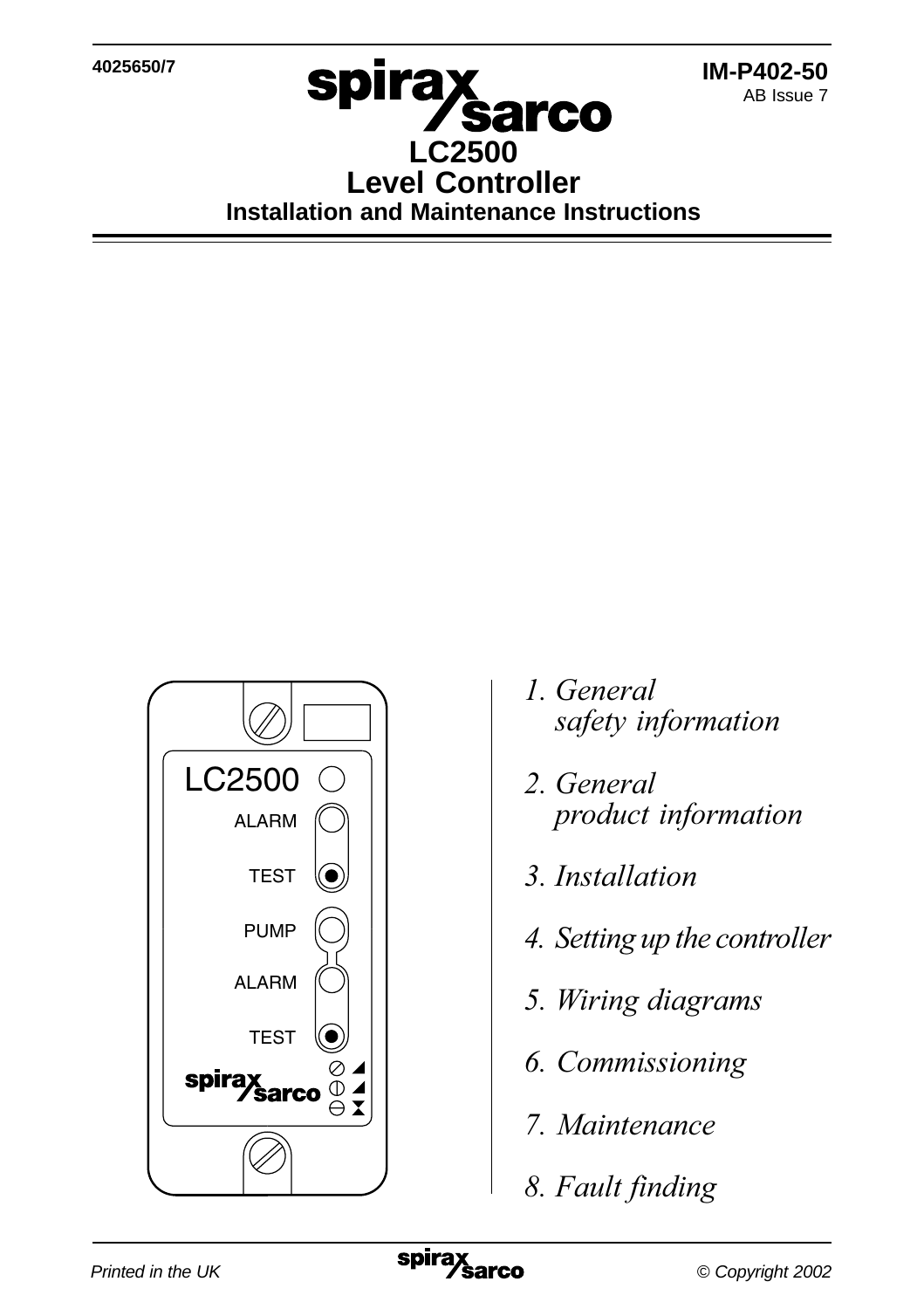4025650/7

IM-P402-50
AB Issue 7

# LC2500
# Level Controller
## Installation and Maintenance Instructions

*1. General safety information*

*2. General product information*

*3. Installation*

*4. Setting up the controller*

*5. Wiring diagrams*

*6. Commissioning*

*7. Maintenance*

*8. Fault finding*

*Printed in the UK* © *Copyright 2002*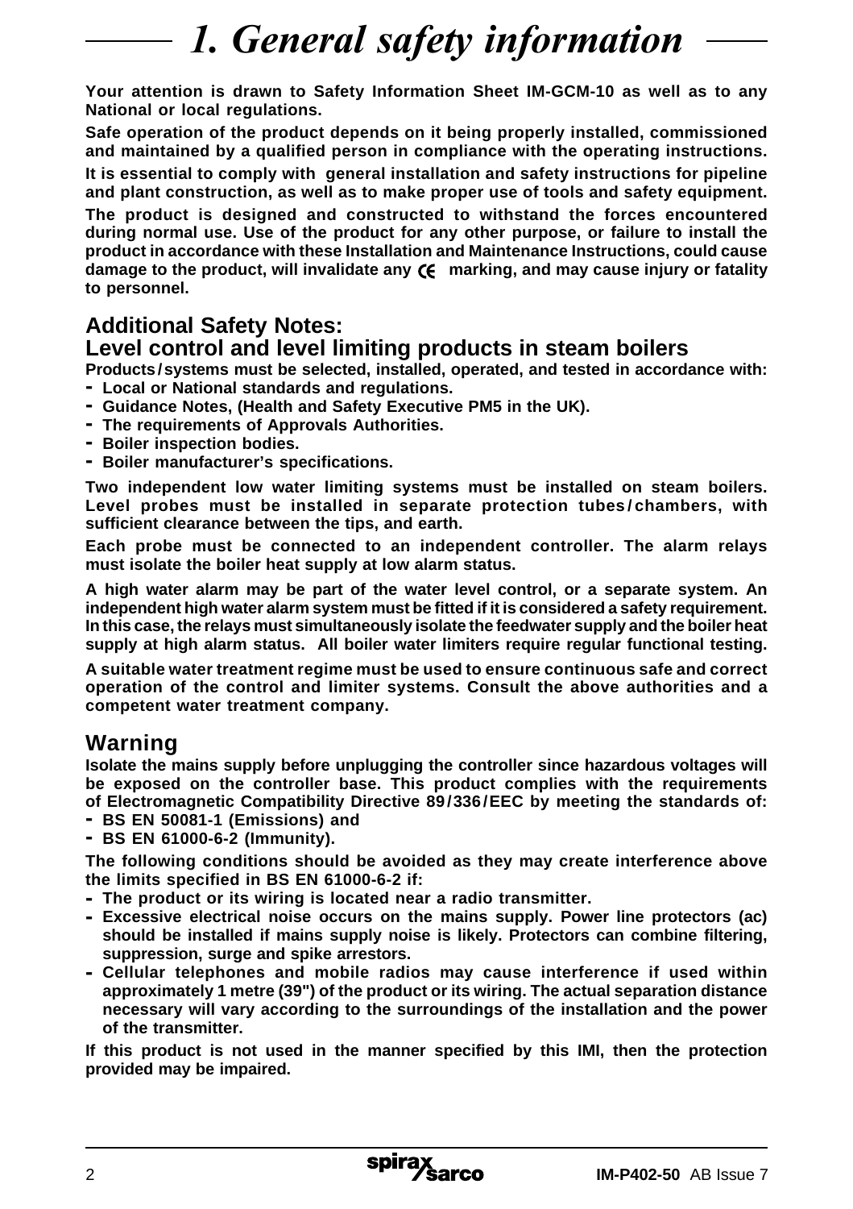# 1. General safety information

**Your attention is drawn to Safety Information Sheet IM-GCM-10 as well as to any National or local regulations.**

**Safe operation of the product depends on it being properly installed, commissioned and maintained by a qualified person in compliance with the operating instructions.**

**It is essential to comply with general installation and safety instructions for pipeline and plant construction, as well as to make proper use of tools and safety equipment.**

**The product is designed and constructed to withstand the forces encountered during normal use. Use of the product for any other purpose, or failure to install the product in accordance with these Installation and Maintenance Instructions, could cause damage to the product, will invalidate any CE marking, and may cause injury or fatality to personnel.**

## Additional Safety Notes:
## Level control and level limiting products in steam boilers

**Products/systems must be selected, installed, operated, and tested in accordance with:**

- **Local or National standards and regulations.**
- **Guidance Notes, (Health and Safety Executive PM5 in the UK).**
- **The requirements of Approvals Authorities.**
- **Boiler inspection bodies.**
- **Boiler manufacturer's specifications.**

**Two independent low water limiting systems must be installed on steam boilers. Level probes must be installed in separate protection tubes/chambers, with sufficient clearance between the tips, and earth.**

**Each probe must be connected to an independent controller. The alarm relays must isolate the boiler heat supply at low alarm status.**

**A high water alarm may be part of the water level control, or a separate system. An independent high water alarm system must be fitted if it is considered a safety requirement. In this case, the relays must simultaneously isolate the feedwater supply and the boiler heat supply at high alarm status. All boiler water limiters require regular functional testing.**

**A suitable water treatment regime must be used to ensure continuous safe and correct operation of the control and limiter systems. Consult the above authorities and a competent water treatment company.**

## Warning

**Isolate the mains supply before unplugging the controller since hazardous voltages will be exposed on the controller base. This product complies with the requirements of Electromagnetic Compatibility Directive 89/336/EEC by meeting the standards of:**

- **BS EN 50081-1 (Emissions) and**
- **BS EN 61000-6-2 (Immunity).**

**The following conditions should be avoided as they may create interference above the limits specified in BS EN 61000-6-2 if:**

- **The product or its wiring is located near a radio transmitter.**
- **Excessive electrical noise occurs on the mains supply. Power line protectors (ac) should be installed if mains supply noise is likely. Protectors can combine filtering, suppression, surge and spike arrestors.**
- **Cellular telephones and mobile radios may cause interference if used within approximately 1 metre (39") of the product or its wiring. The actual separation distance necessary will vary according to the surroundings of the installation and the power of the transmitter.**

**If this product is not used in the manner specified by this IMI, then the protection provided may be impaired.**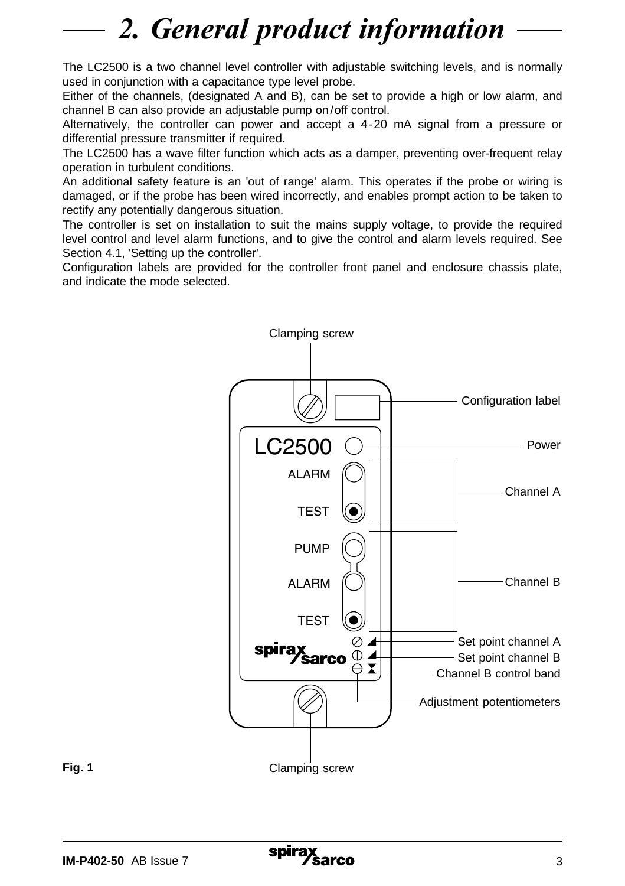# 2. General product information

The LC2500 is a two channel level controller with adjustable switching levels, and is normally used in conjunction with a capacitance type level probe.

Either of the channels, (designated A and B), can be set to provide a high or low alarm, and channel B can also provide an adjustable pump on/off control.

Alternatively, the controller can power and accept a 4-20 mA signal from a pressure or differential pressure transmitter if required.

The LC2500 has a wave filter function which acts as a damper, preventing over-frequent relay operation in turbulent conditions.

An additional safety feature is an 'out of range' alarm. This operates if the probe or wiring is damaged, or if the probe has been wired incorrectly, and enables prompt action to be taken to rectify any potentially dangerous situation.

The controller is set on installation to suit the mains supply voltage, to provide the required level control and level alarm functions, and to give the control and alarm levels required. See Section 4.1, 'Setting up the controller'.

Configuration labels are provided for the controller front panel and enclosure chassis plate, and indicate the mode selected.

Clamping screw

Configuration label

LC2500

Power

ALARM

TEST

Channel A

PUMP

ALARM

TEST

Channel B

spirax sarco

Set point channel A

Set point channel B

Channel B control band

Adjustment potentiometers

Clamping screw

**Fig. 1**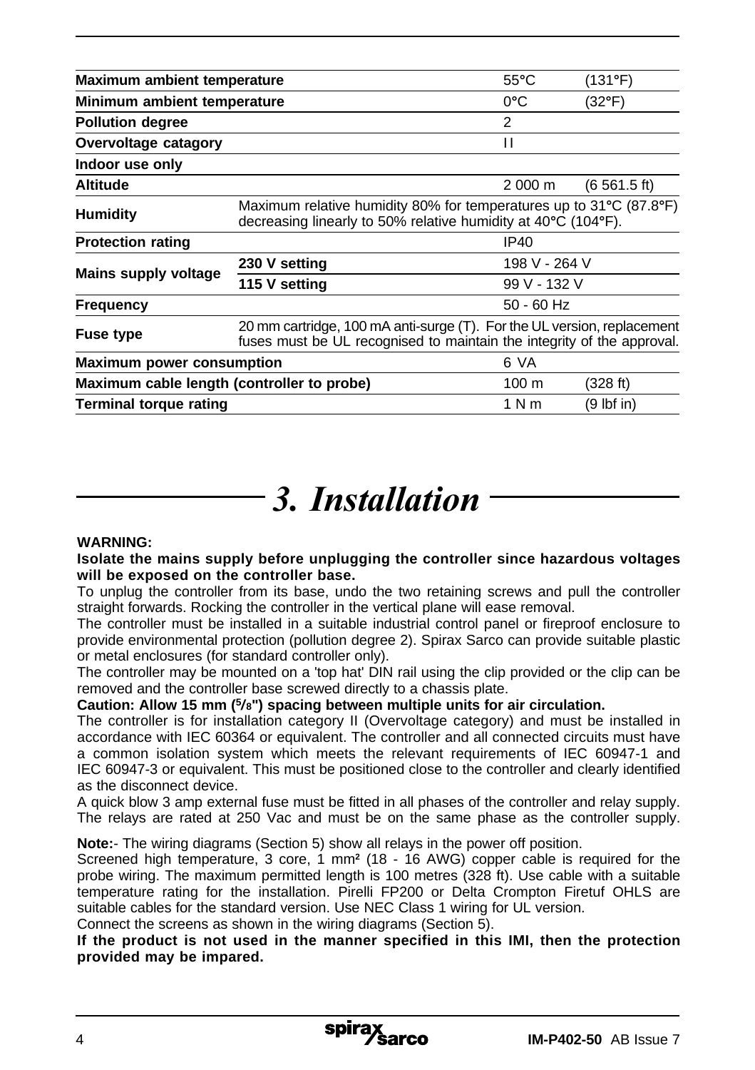| | | | |
|---|---|---|---|
| **Maximum ambient temperature** | | 55°C | (131°F) |
| **Minimum ambient temperature** | | 0°C | (32°F) |
| **Pollution degree** | | 2 | |
| **Overvoltage catagory** | | I I | |
| **Indoor use only** | | | |
| **Altitude** | | 2 000 m | (6 561.5 ft) |
| **Humidity** | Maximum relative humidity 80% for temperatures up to 31°C (87.8°F) decreasing linearly to 50% relative humidity at 40°C (104°F). | | |
| **Protection rating** | | IP40 | |
| **Mains supply voltage** | **230 V setting** | 198 V - 264 V | |
| | **115 V setting** | 99 V - 132 V | |
| **Frequency** | | 50 - 60 Hz | |
| **Fuse type** | 20 mm cartridge, 100 mA anti-surge (T). For the UL version, replacement fuses must be UL recognised to maintain the integrity of the approval. | | |
| **Maximum power consumption** | | 6 VA | |
| **Maximum cable length (controller to probe)** | | 100 m | (328 ft) |
| **Terminal torque rating** | | 1 N m | (9 lbf in) |

# 3. Installation

**WARNING:**

**Isolate the mains supply before unplugging the controller since hazardous voltages will be exposed on the controller base.**

To unplug the controller from its base, undo the two retaining screws and pull the controller straight forwards. Rocking the controller in the vertical plane will ease removal.

The controller must be installed in a suitable industrial control panel or fireproof enclosure to provide environmental protection (pollution degree 2). Spirax Sarco can provide suitable plastic or metal enclosures (for standard controller only).

The controller may be mounted on a 'top hat' DIN rail using the clip provided or the clip can be removed and the controller base screwed directly to a chassis plate.

**Caution: Allow 15 mm (5/8") spacing between multiple units for air circulation.**

The controller is for installation category II (Overvoltage category) and must be installed in accordance with IEC 60364 or equivalent. The controller and all connected circuits must have a common isolation system which meets the relevant requirements of IEC 60947-1 and IEC 60947-3 or equivalent. This must be positioned close to the controller and clearly identified as the disconnect device.

A quick blow 3 amp external fuse must be fitted in all phases of the controller and relay supply. The relays are rated at 250 Vac and must be on the same phase as the controller supply.

**Note:**- The wiring diagrams (Section 5) show all relays in the power off position.

Screened high temperature, 3 core, 1 mm² (18 - 16 AWG) copper cable is required for the probe wiring. The maximum permitted length is 100 metres (328 ft). Use cable with a suitable temperature rating for the installation. Pirelli FP200 or Delta Crompton Firetuf OHLS are suitable cables for the standard version. Use NEC Class 1 wiring for UL version.

Connect the screens as shown in the wiring diagrams (Section 5).

**If the product is not used in the manner specified in this IMI, then the protection provided may be impared.**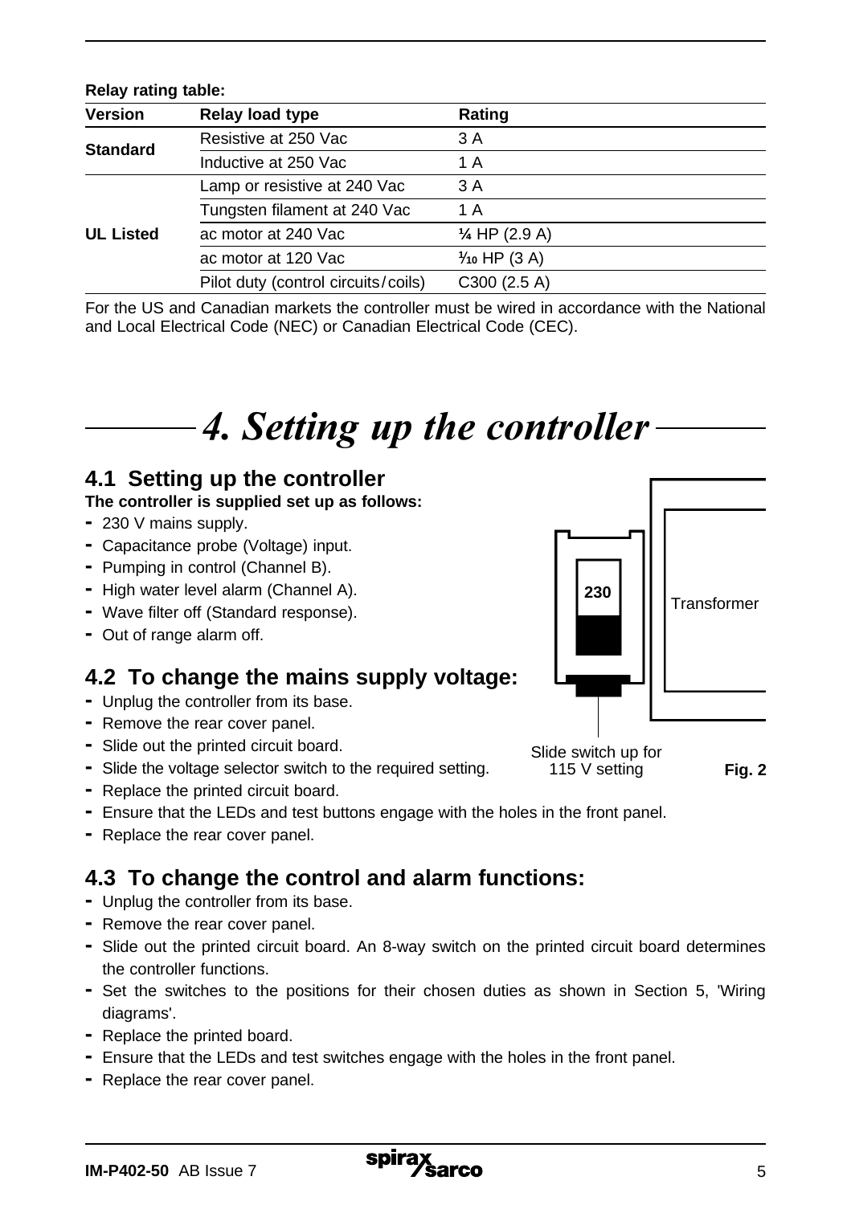**Relay rating table:**

| Version | Relay load type | Rating |
|---|---|---|
| Standard | Resistive at 250 Vac | 3 A |
| | Inductive at 250 Vac | 1 A |
| UL Listed | Lamp or resistive at 240 Vac | 3 A |
| | Tungsten filament at 240 Vac | 1 A |
| | ac motor at 240 Vac | ¼ HP (2.9 A) |
| | ac motor at 120 Vac | ⅒ HP (3 A) |
| | Pilot duty (control circuits/coils) | C300 (2.5 A) |

For the US and Canadian markets the controller must be wired in accordance with the National and Local Electrical Code (NEC) or Canadian Electrical Code (CEC).

# *4. Setting up the controller*

## 4.1 Setting up the controller

**The controller is supplied set up as follows:**

- 230 V mains supply.
- Capacitance probe (Voltage) input.
- Pumping in control (Channel B).
- High water level alarm (Channel A).
- Wave filter off (Standard response).
- Out of range alarm off.

## 4.2 To change the mains supply voltage:

- Unplug the controller from its base.
- Remove the rear cover panel.
- Slide out the printed circuit board.
- Slide the voltage selector switch to the required setting.
- Replace the printed circuit board.
- Ensure that the LEDs and test buttons engage with the holes in the front panel.
- Replace the rear cover panel.

230

Transformer

Slide switch up for 115 V setting

**Fig. 2**

## 4.3 To change the control and alarm functions:

- Unplug the controller from its base.
- Remove the rear cover panel.
- Slide out the printed circuit board. An 8-way switch on the printed circuit board determines the controller functions.
- Set the switches to the positions for their chosen duties as shown in Section 5, 'Wiring diagrams'.
- Replace the printed board.
- Ensure that the LEDs and test switches engage with the holes in the front panel.
- Replace the rear cover panel.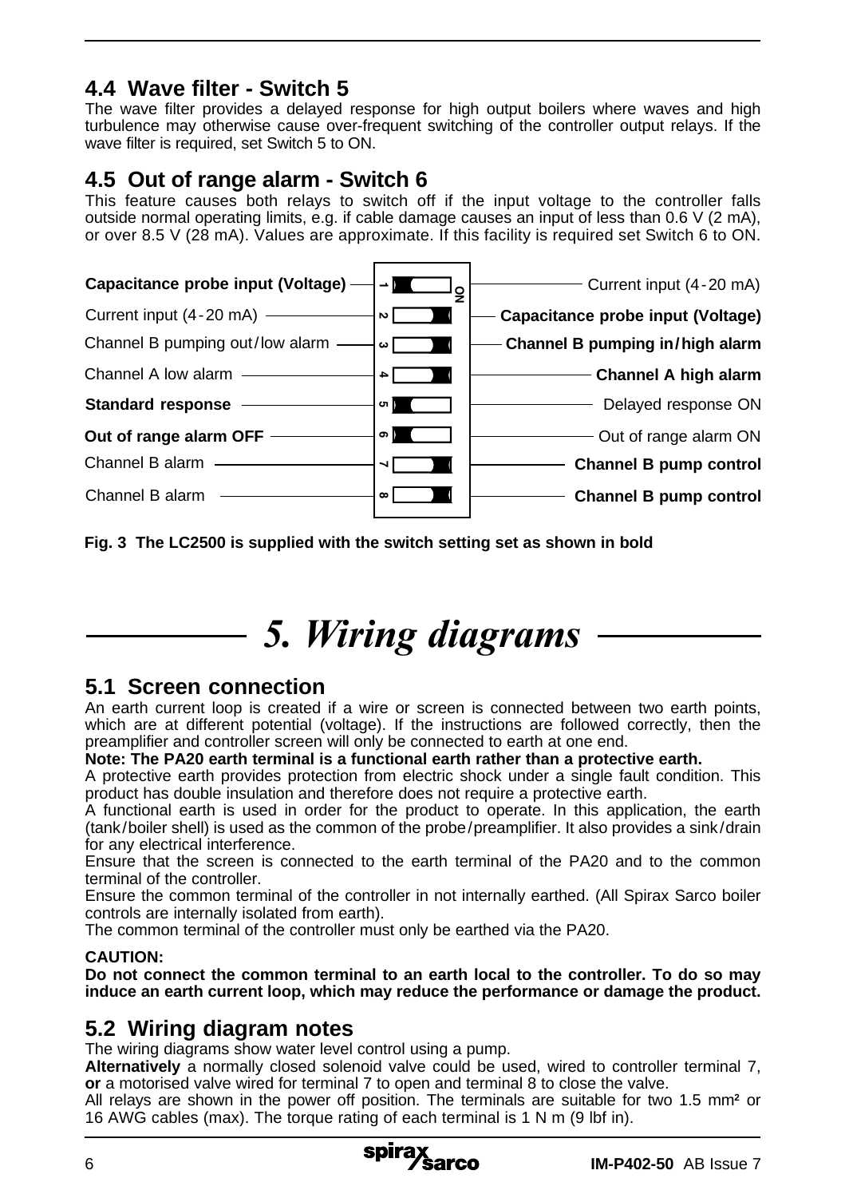## 4.4 Wave filter - Switch 5

The wave filter provides a delayed response for high output boilers where waves and high turbulence may otherwise cause over-frequent switching of the controller output relays. If the wave filter is required, set Switch 5 to ON.

## 4.5 Out of range alarm - Switch 6

This feature causes both relays to switch off if the input voltage to the controller falls outside normal operating limits, e.g. if cable damage causes an input of less than 0.6 V (2 mA), or over 8.5 V (28 mA). Values are approximate. If this facility is required set Switch 6 to ON.

| Switch position (OFF) | Switch | Switch position (ON) |
|---|---|---|
| **Capacitance probe input (Voltage)** | 1 | Current input (4 - 20 mA) |
| Current input (4 - 20 mA) | 2 | **Capacitance probe input (Voltage)** |
| Channel B pumping out / low alarm | 3 | **Channel B pumping in / high alarm** |
| Channel A low alarm | 4 | **Channel A high alarm** |
| **Standard response** | 5 | Delayed response ON |
| **Out of range alarm OFF** | 6 | Out of range alarm ON |
| Channel B alarm | 7 | **Channel B pump control** |
| Channel B alarm | 8 | **Channel B pump control** |

**Fig. 3 The LC2500 is supplied with the switch setting set as shown in bold**

# 5. Wiring diagrams

## 5.1 Screen connection

An earth current loop is created if a wire or screen is connected between two earth points, which are at different potential (voltage). If the instructions are followed correctly, then the preamplifier and controller screen will only be connected to earth at one end.

**Note: The PA20 earth terminal is a functional earth rather than a protective earth.**

A protective earth provides protection from electric shock under a single fault condition. This product has double insulation and therefore does not require a protective earth.

A functional earth is used in order for the product to operate. In this application, the earth (tank / boiler shell) is used as the common of the probe / preamplifier. It also provides a sink / drain for any electrical interference.

Ensure that the screen is connected to the earth terminal of the PA20 and to the common terminal of the controller.

Ensure the common terminal of the controller in not internally earthed. (All Spirax Sarco boiler controls are internally isolated from earth).

The common terminal of the controller must only be earthed via the PA20.

**CAUTION:**

**Do not connect the common terminal to an earth local to the controller. To do so may induce an earth current loop, which may reduce the performance or damage the product.**

## 5.2 Wiring diagram notes

The wiring diagrams show water level control using a pump.

**Alternatively** a normally closed solenoid valve could be used, wired to controller terminal 7, **or** a motorised valve wired for terminal 7 to open and terminal 8 to close the valve.

All relays are shown in the power off position. The terminals are suitable for two 1.5 mm² or 16 AWG cables (max). The torque rating of each terminal is 1 N m (9 lbf in).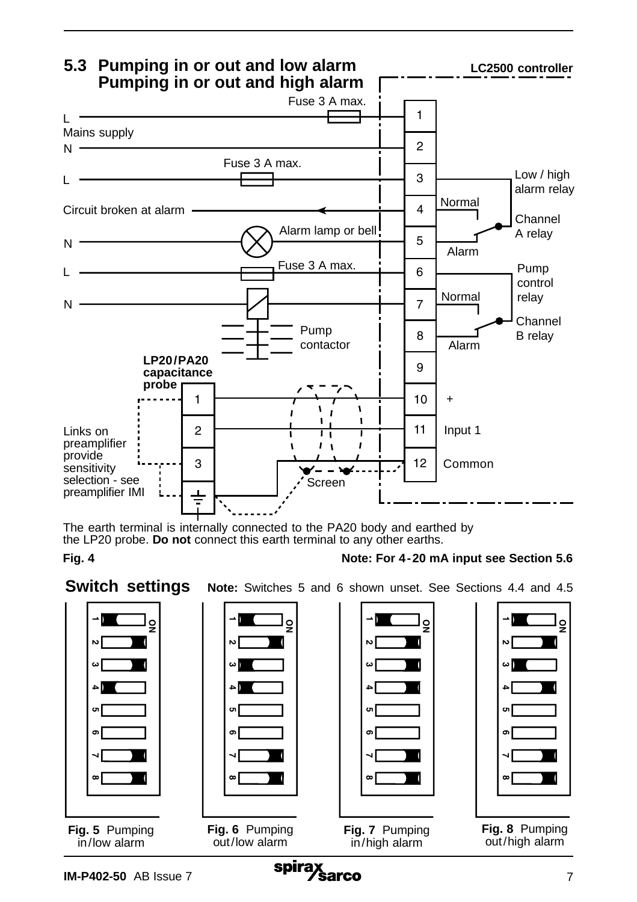## 5.3 Pumping in or out and low alarm
## Pumping in or out and high alarm

LC2500 controller

Fuse 3 A max.

L
Mains supply
N

Fuse 3 A max.

L

Circuit broken at alarm

Alarm lamp or bell

N

Fuse 3 A max.

L

N

Pump contactor

1
2
3
4
5
6
7
8
9
10 +
11 Input 1
12 Common

Low / high alarm relay

Normal

Channel A relay

Alarm

Pump control relay

Normal

Channel B relay

Alarm

**LP20/PA20 capacitance probe**

1
2
3

Links on preamplifier provide sensitivity selection - see preamplifier IMI

Screen

The earth terminal is internally connected to the PA20 body and earthed by the LP20 probe. **Do not** connect this earth terminal to any other earths.

**Fig. 4**

**Note: For 4-20 mA input see Section 5.6**

## Switch settings

**Note:** Switches 5 and 6 shown unset. See Sections 4.4 and 4.5

**Fig. 5** Pumping in/low alarm

**Fig. 6** Pumping out/low alarm

**Fig. 7** Pumping in/high alarm

**Fig. 8** Pumping out/high alarm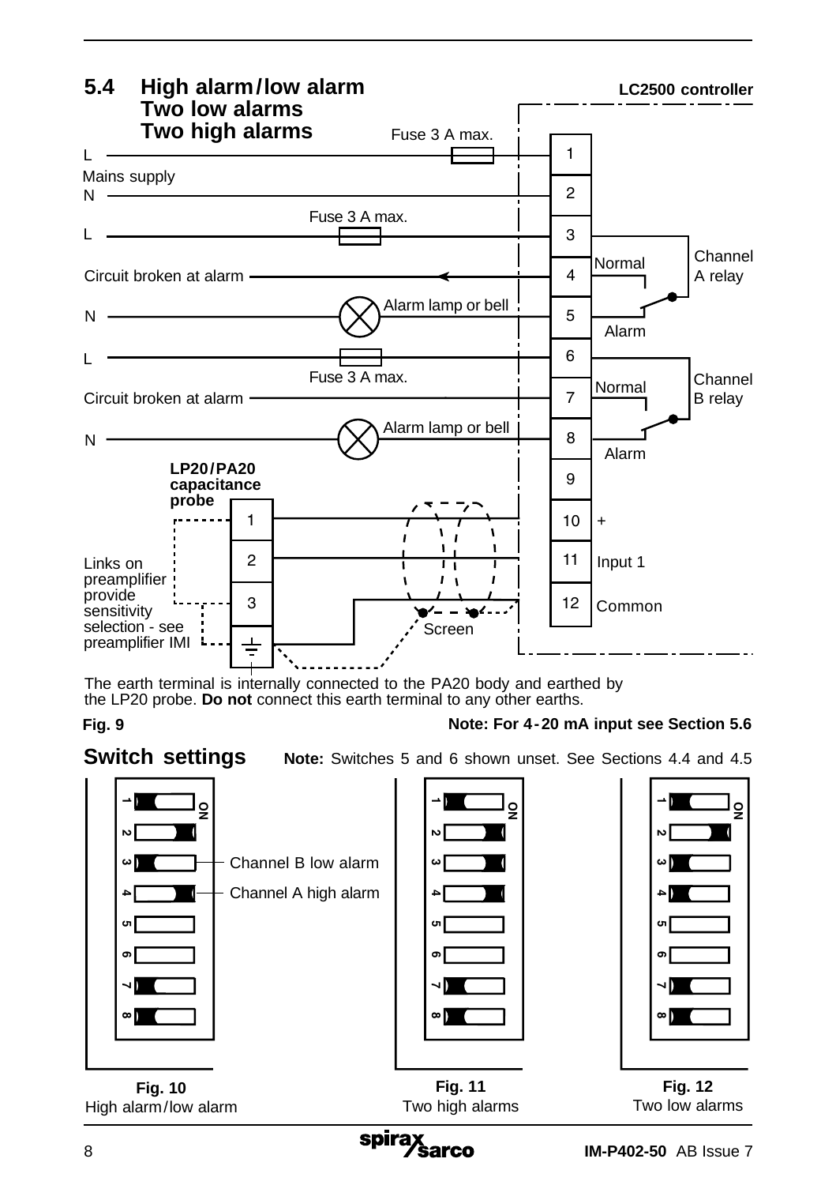## 5.4 High alarm/low alarm Two low alarms Two high alarms

LC2500 controller

Fuse 3 A max.

L

Mains supply

N

Fuse 3 A max.

L

Circuit broken at alarm

N

Alarm lamp or bell

L

Fuse 3 A max.

Circuit broken at alarm

N

Alarm lamp or bell

1
2
3
4
5
6
7
8
9
10 +
11 Input 1
12 Common

Normal

Alarm

Channel A relay

Normal

Alarm

Channel B relay

**LP20/PA20 capacitance probe**

1
2
3

Links on preamplifier provide sensitivity selection - see preamplifier IMI

Screen

The earth terminal is internally connected to the PA20 body and earthed by the LP20 probe. **Do not** connect this earth terminal to any other earths.

**Fig. 9**

**Note: For 4-20 mA input see Section 5.6**

## Switch settings

**Note:** Switches 5 and 6 shown unset. See Sections 4.4 and 4.5

Channel B low alarm

Channel A high alarm

**Fig. 10**
High alarm/low alarm

**Fig. 11**
Two high alarms

**Fig. 12**
Two low alarms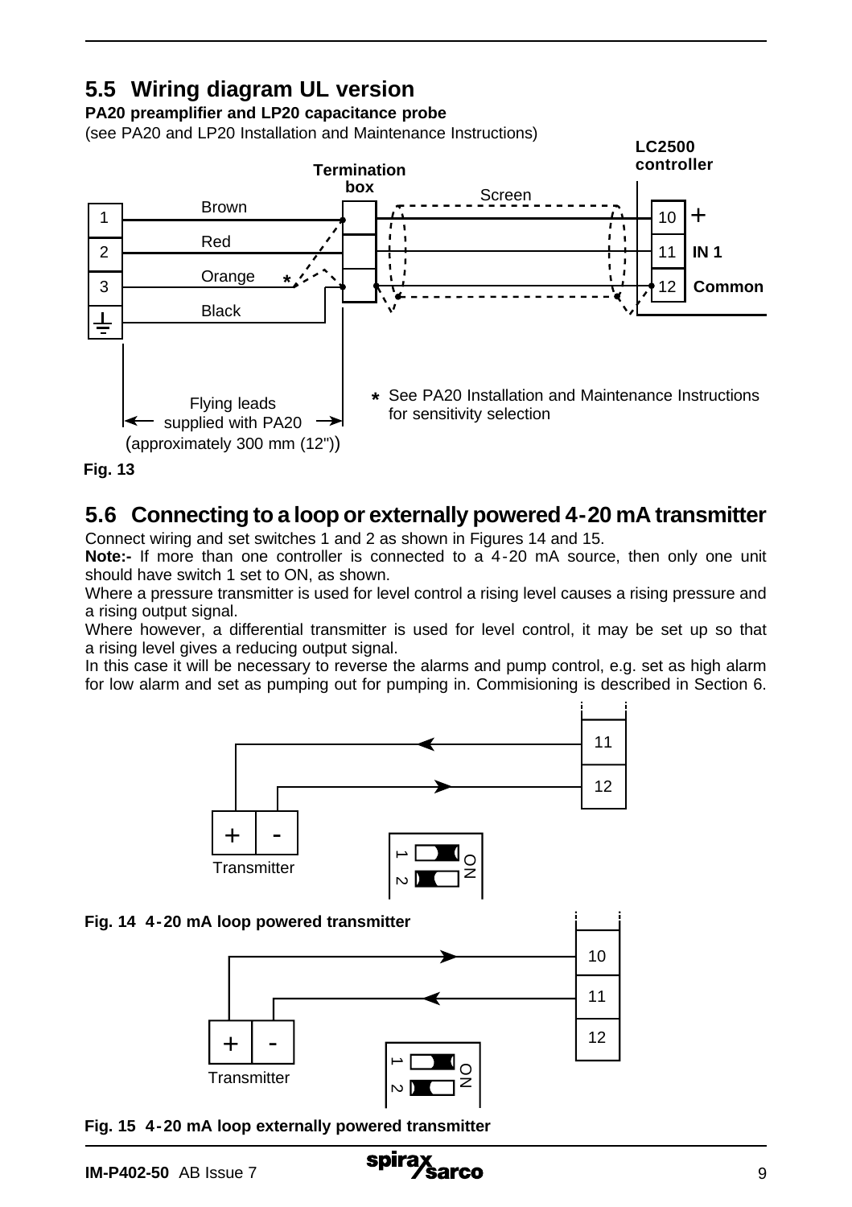## 5.5 Wiring diagram UL version

**PA20 preamplifier and LP20 capacitance probe**

(see PA20 and LP20 Installation and Maintenance Instructions)

**LC2500 controller**

**Termination box**

Screen

1 Brown — 10 +

2 Red — 11 IN 1

3 Orange * — 12 Common

Black

Flying leads supplied with PA20 (approximately 300 mm (12"))

\* See PA20 Installation and Maintenance Instructions for sensitivity selection

**Fig. 13**

## 5.6 Connecting to a loop or externally powered 4-20 mA transmitter

Connect wiring and set switches 1 and 2 as shown in Figures 14 and 15.

**Note:-** If more than one controller is connected to a 4-20 mA source, then only one unit should have switch 1 set to ON, as shown.

Where a pressure transmitter is used for level control a rising level causes a rising pressure and a rising output signal.

Where however, a differential transmitter is used for level control, it may be set up so that a rising level gives a reducing output signal.

In this case it will be necessary to reverse the alarms and pump control, e.g. set as high alarm for low alarm and set as pumping out for pumping in. Commisioning is described in Section 6.

11

12

\+ -

Transmitter

1 2 ON

**Fig. 14 4-20 mA loop powered transmitter**

10

11

12

\+ -

Transmitter

1 2 ON

**Fig. 15 4-20 mA loop externally powered transmitter**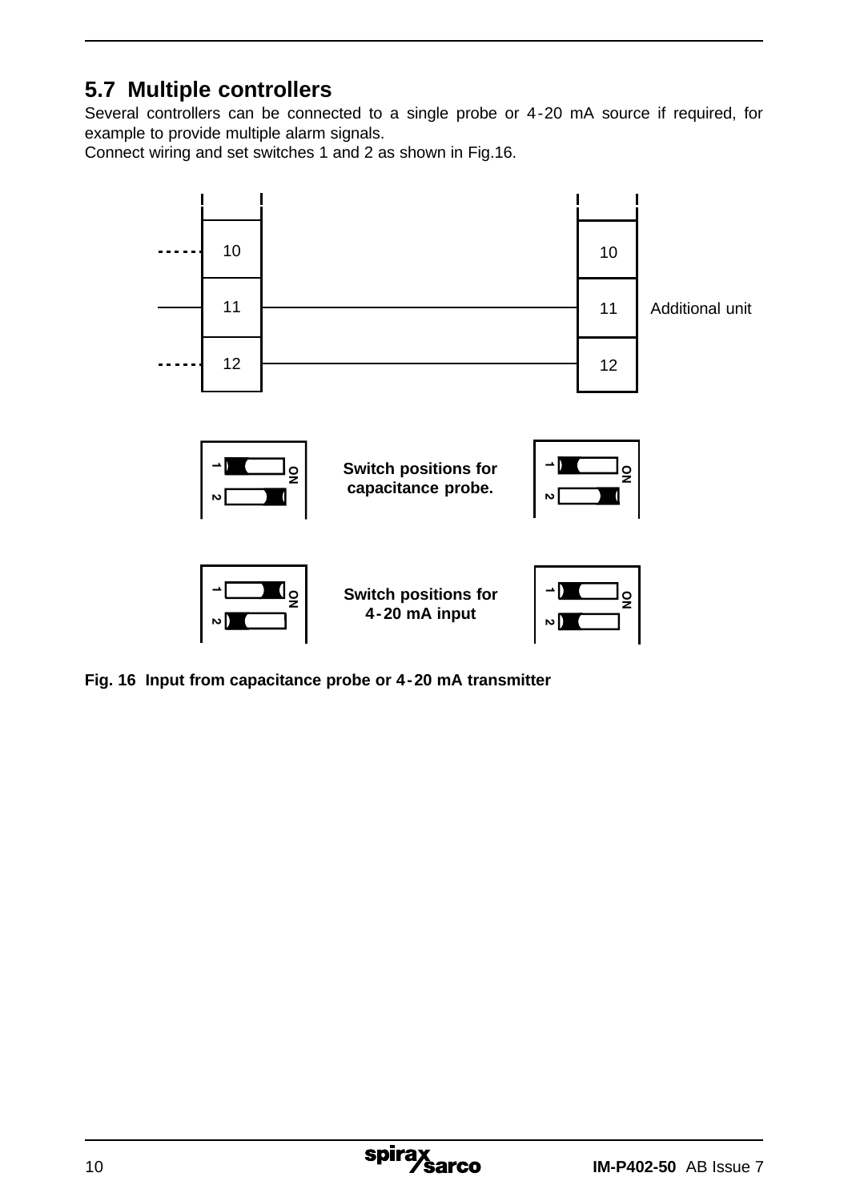## 5.7 Multiple controllers

Several controllers can be connected to a single probe or 4-20 mA source if required, for example to provide multiple alarm signals.
Connect wiring and set switches 1 and 2 as shown in Fig.16.

10 11 12 — 10 11 12 Additional unit

Switch positions for capacitance probe.

Switch positions for 4-20 mA input

**Fig. 16 Input from capacitance probe or 4-20 mA transmitter**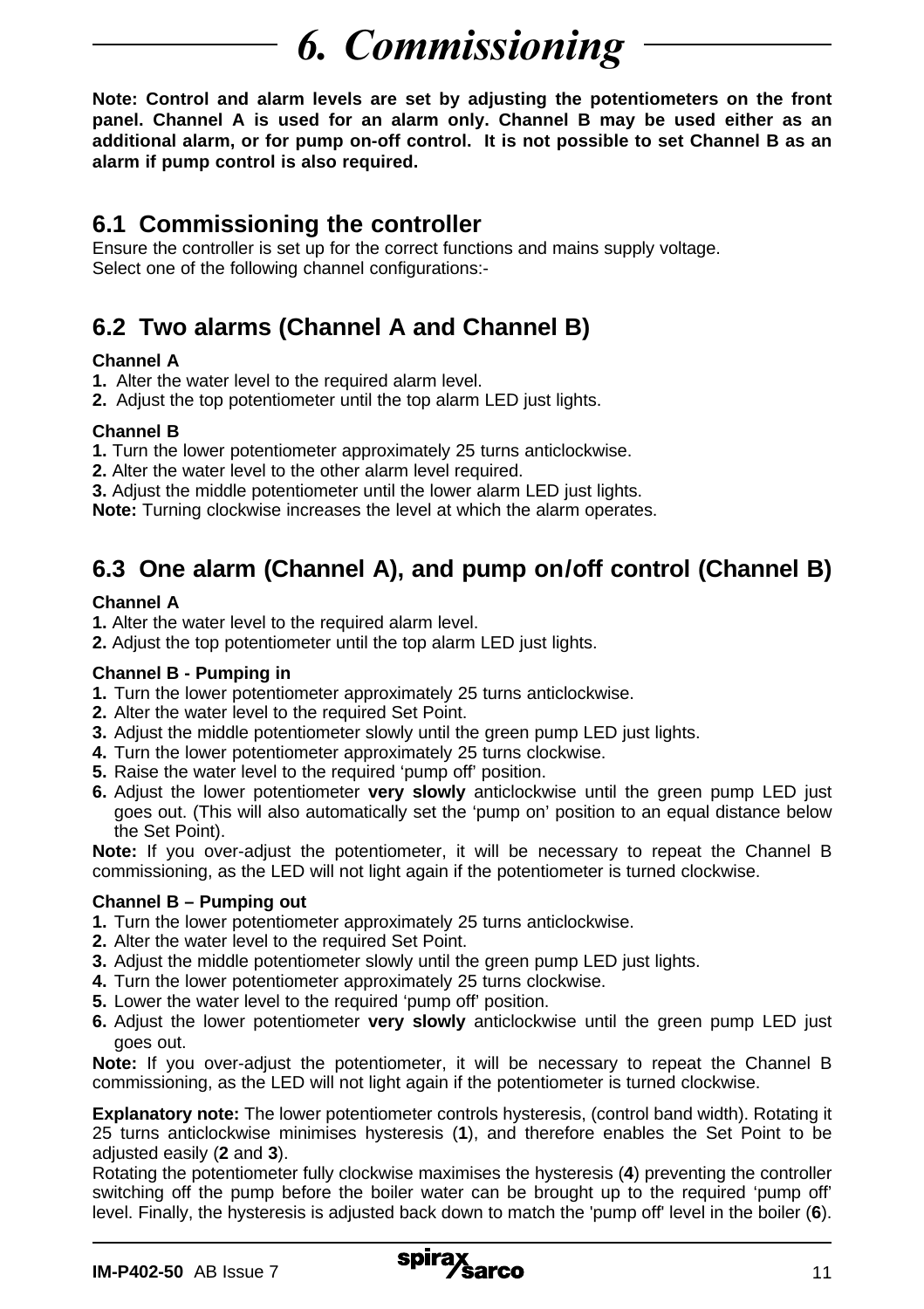# 6. Commissioning

**Note: Control and alarm levels are set by adjusting the potentiometers on the front panel. Channel A is used for an alarm only. Channel B may be used either as an additional alarm, or for pump on-off control. It is not possible to set Channel B as an alarm if pump control is also required.**

## 6.1 Commissioning the controller

Ensure the controller is set up for the correct functions and mains supply voltage.
Select one of the following channel configurations:-

## 6.2 Two alarms (Channel A and Channel B)

**Channel A**

**1.** Alter the water level to the required alarm level.
**2.** Adjust the top potentiometer until the top alarm LED just lights.

**Channel B**

**1.** Turn the lower potentiometer approximately 25 turns anticlockwise.
**2.** Alter the water level to the other alarm level required.
**3.** Adjust the middle potentiometer until the lower alarm LED just lights.
**Note:** Turning clockwise increases the level at which the alarm operates.

## 6.3 One alarm (Channel A), and pump on/off control (Channel B)

**Channel A**

**1.** Alter the water level to the required alarm level.
**2.** Adjust the top potentiometer until the top alarm LED just lights.

**Channel B - Pumping in**

**1.** Turn the lower potentiometer approximately 25 turns anticlockwise.
**2.** Alter the water level to the required Set Point.
**3.** Adjust the middle potentiometer slowly until the green pump LED just lights.
**4.** Turn the lower potentiometer approximately 25 turns clockwise.
**5.** Raise the water level to the required 'pump off' position.
**6.** Adjust the lower potentiometer **very slowly** anticlockwise until the green pump LED just goes out. (This will also automatically set the 'pump on' position to an equal distance below the Set Point).

**Note:** If you over-adjust the potentiometer, it will be necessary to repeat the Channel B commissioning, as the LED will not light again if the potentiometer is turned clockwise.

**Channel B – Pumping out**

**1.** Turn the lower potentiometer approximately 25 turns anticlockwise.
**2.** Alter the water level to the required Set Point.
**3.** Adjust the middle potentiometer slowly until the green pump LED just lights.
**4.** Turn the lower potentiometer approximately 25 turns clockwise.
**5.** Lower the water level to the required 'pump off' position.
**6.** Adjust the lower potentiometer **very slowly** anticlockwise until the green pump LED just goes out.

**Note:** If you over-adjust the potentiometer, it will be necessary to repeat the Channel B commissioning, as the LED will not light again if the potentiometer is turned clockwise.

**Explanatory note:** The lower potentiometer controls hysteresis, (control band width). Rotating it 25 turns anticlockwise minimises hysteresis (**1**), and therefore enables the Set Point to be adjusted easily (**2** and **3**).
Rotating the potentiometer fully clockwise maximises the hysteresis (**4**) preventing the controller switching off the pump before the boiler water can be brought up to the required 'pump off' level. Finally, the hysteresis is adjusted back down to match the 'pump off' level in the boiler (**6**).

**IM-P402-50** AB Issue 7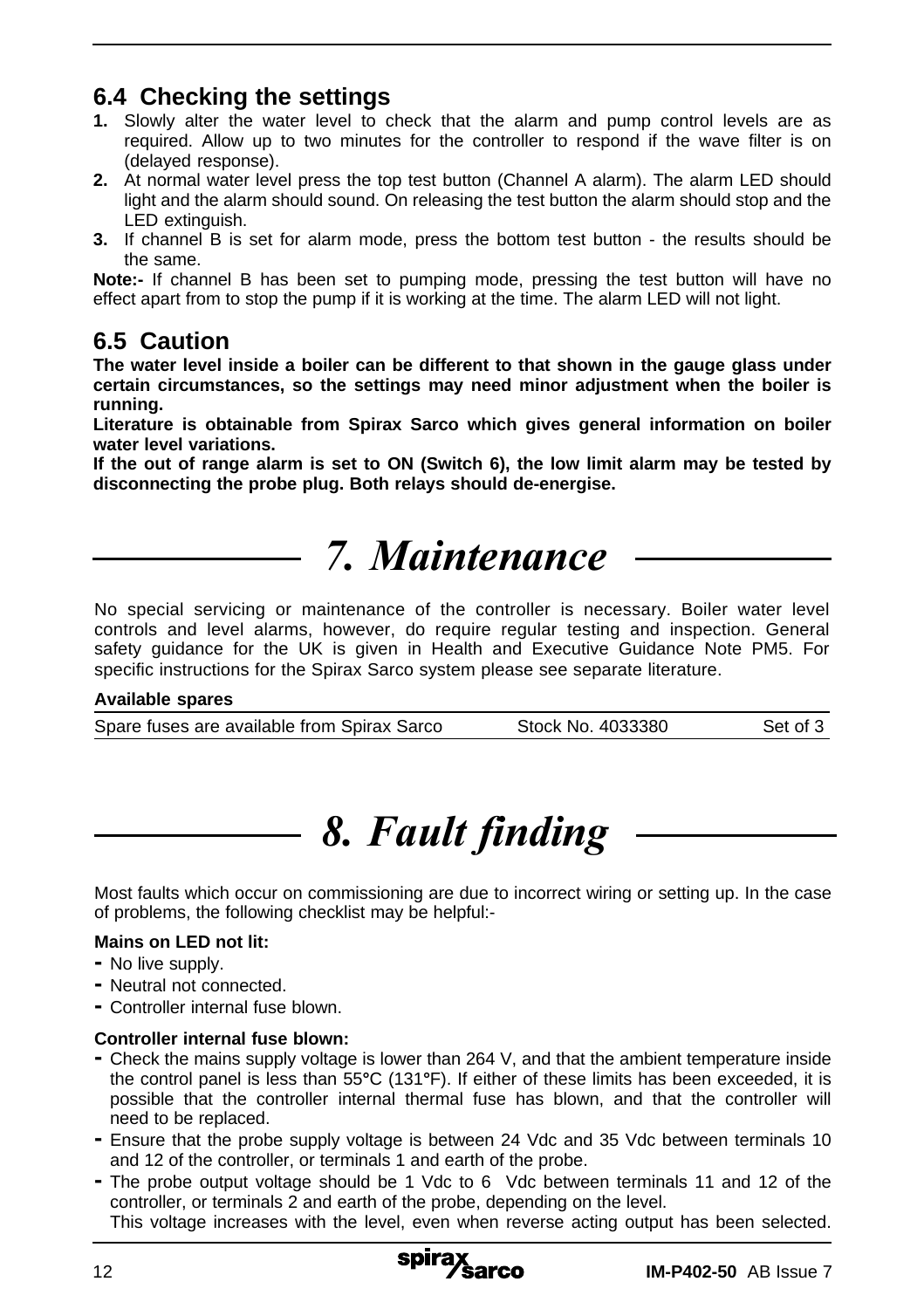## 6.4 Checking the settings

1. Slowly alter the water level to check that the alarm and pump control levels are as required. Allow up to two minutes for the controller to respond if the wave filter is on (delayed response).
2. At normal water level press the top test button (Channel A alarm). The alarm LED should light and the alarm should sound. On releasing the test button the alarm should stop and the LED extinguish.
3. If channel B is set for alarm mode, press the bottom test button - the results should be the same.

**Note:-** If channel B has been set to pumping mode, pressing the test button will have no effect apart from to stop the pump if it is working at the time. The alarm LED will not light.

## 6.5 Caution

**The water level inside a boiler can be different to that shown in the gauge glass under certain circumstances, so the settings may need minor adjustment when the boiler is running.**

**Literature is obtainable from Spirax Sarco which gives general information on boiler water level variations.**

**If the out of range alarm is set to ON (Switch 6), the low limit alarm may be tested by disconnecting the probe plug. Both relays should de-energise.**

# *7. Maintenance*

No special servicing or maintenance of the controller is necessary. Boiler water level controls and level alarms, however, do require regular testing and inspection. General safety guidance for the UK is given in Health and Executive Guidance Note PM5. For specific instructions for the Spirax Sarco system please see separate literature.

**Available spares**

| | | |
|---|---|---|
| Spare fuses are available from Spirax Sarco | Stock No. 4033380 | Set of 3 |

# *8. Fault finding*

Most faults which occur on commissioning are due to incorrect wiring or setting up. In the case of problems, the following checklist may be helpful:-

**Mains on LED not lit:**

- No live supply.
- Neutral not connected.
- Controller internal fuse blown.

**Controller internal fuse blown:**

- Check the mains supply voltage is lower than 264 V, and that the ambient temperature inside the control panel is less than 55°C (131°F). If either of these limits has been exceeded, it is possible that the controller internal thermal fuse has blown, and that the controller will need to be replaced.
- Ensure that the probe supply voltage is between 24 Vdc and 35 Vdc between terminals 10 and 12 of the controller, or terminals 1 and earth of the probe.
- The probe output voltage should be 1 Vdc to 6 Vdc between terminals 11 and 12 of the controller, or terminals 2 and earth of the probe, depending on the level.
  This voltage increases with the level, even when reverse acting output has been selected.